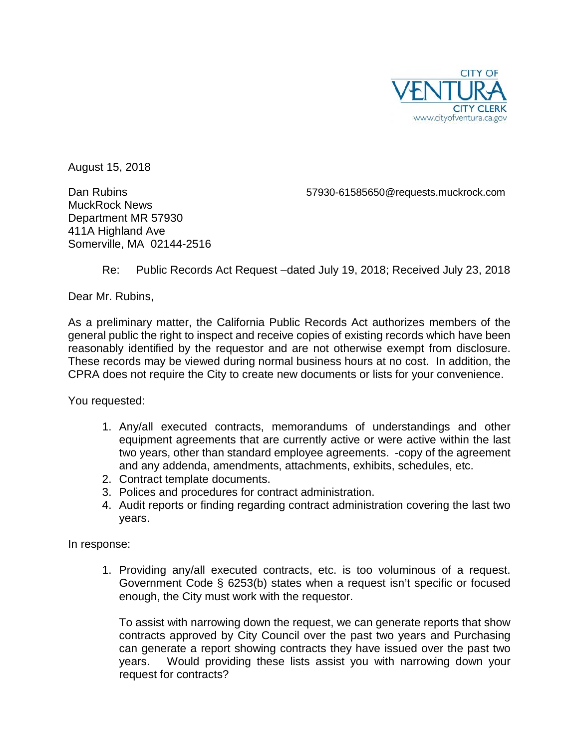CITY OF
VENTURA
CITY CLERK
www.cityofventura.ca.gov

August 15, 2018

Dan Rubins
MuckRock News
Department MR 57930
411A Highland Ave
Somerville, MA 02144-2516

57930-61585650@requests.muckrock.com

Re: Public Records Act Request –dated July 19, 2018; Received July 23, 2018

Dear Mr. Rubins,

As a preliminary matter, the California Public Records Act authorizes members of the general public the right to inspect and receive copies of existing records which have been reasonably identified by the requestor and are not otherwise exempt from disclosure. These records may be viewed during normal business hours at no cost. In addition, the CPRA does not require the City to create new documents or lists for your convenience.

You requested:

1. Any/all executed contracts, memorandums of understandings and other equipment agreements that are currently active or were active within the last two years, other than standard employee agreements. -copy of the agreement and any addenda, amendments, attachments, exhibits, schedules, etc.
2. Contract template documents.
3. Polices and procedures for contract administration.
4. Audit reports or finding regarding contract administration covering the last two years.

In response:

1. Providing any/all executed contracts, etc. is too voluminous of a request. Government Code § 6253(b) states when a request isn't specific or focused enough, the City must work with the requestor.

   To assist with narrowing down the request, we can generate reports that show contracts approved by City Council over the past two years and Purchasing can generate a report showing contracts they have issued over the past two years. Would providing these lists assist you with narrowing down your request for contracts?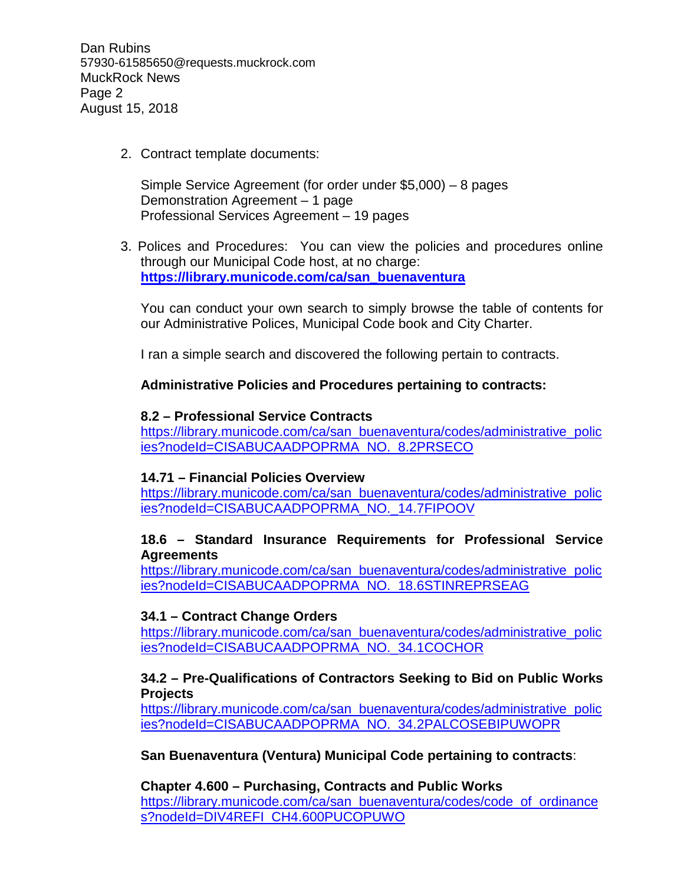2. Contract template documents:

   Simple Service Agreement (for order under $5,000) – 8 pages
   Demonstration Agreement – 1 page
   Professional Services Agreement – 19 pages

3. Polices and Procedures: You can view the policies and procedures online through our Municipal Code host, at no charge: **https://library.municode.com/ca/san_buenaventura**

   You can conduct your own search to simply browse the table of contents for our Administrative Polices, Municipal Code book and City Charter.

   I ran a simple search and discovered the following pertain to contracts.

   **Administrative Policies and Procedures pertaining to contracts:**

   **8.2 – Professional Service Contracts**
   https://library.municode.com/ca/san_buenaventura/codes/administrative_policies?nodeId=CISABUCAADPOPRMA_NO._8.2PRSECO

   **14.71 – Financial Policies Overview**
   https://library.municode.com/ca/san_buenaventura/codes/administrative_policies?nodeId=CISABUCAADPOPRMA_NO._14.7FIPOOV

   **18.6 – Standard Insurance Requirements for Professional Service Agreements**
   https://library.municode.com/ca/san_buenaventura/codes/administrative_policies?nodeId=CISABUCAADPOPRMA_NO._18.6STINREPRSEAG

   **34.1 – Contract Change Orders**
   https://library.municode.com/ca/san_buenaventura/codes/administrative_policies?nodeId=CISABUCAADPOPRMA_NO._34.1COCHOR

   **34.2 – Pre-Qualifications of Contractors Seeking to Bid on Public Works Projects**
   https://library.municode.com/ca/san_buenaventura/codes/administrative_policies?nodeId=CISABUCAADPOPRMA_NO._34.2PALCOSEBIPUWOPR

   **San Buenaventura (Ventura) Municipal Code pertaining to contracts**:

   **Chapter 4.600 – Purchasing, Contracts and Public Works**
   https://library.municode.com/ca/san_buenaventura/codes/code_of_ordinances?nodeId=DIV4REFI_CH4.600PUCOPUWO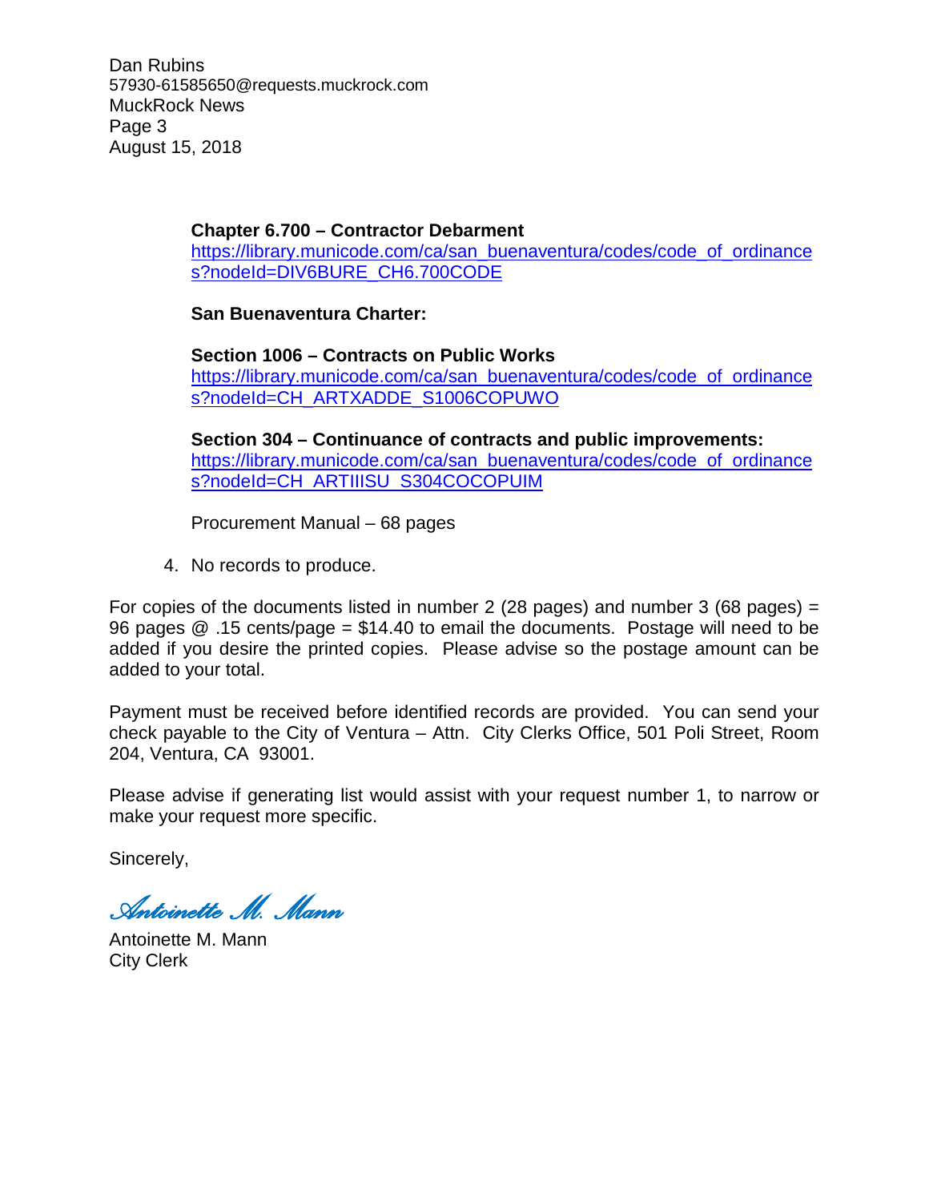**Chapter 6.700 – Contractor Debarment**
https://library.municode.com/ca/san_buenaventura/codes/code_of_ordinances?nodeId=DIV6BURE_CH6.700CODE

**San Buenaventura Charter:**

**Section 1006 – Contracts on Public Works**
https://library.municode.com/ca/san_buenaventura/codes/code_of_ordinances?nodeId=CH_ARTXADDE_S1006COPUWO

**Section 304 – Continuance of contracts and public improvements:**
https://library.municode.com/ca/san_buenaventura/codes/code_of_ordinances?nodeId=CH_ARTIIISU_S304COCOPUIM

Procurement Manual – 68 pages

4. No records to produce.

For copies of the documents listed in number 2 (28 pages) and number 3 (68 pages) = 96 pages @ .15 cents/page = $14.40 to email the documents. Postage will need to be added if you desire the printed copies. Please advise so the postage amount can be added to your total.

Payment must be received before identified records are provided. You can send your check payable to the City of Ventura – Attn. City Clerks Office, 501 Poli Street, Room 204, Ventura, CA 93001.

Please advise if generating list would assist with your request number 1, to narrow or make your request more specific.

Sincerely,

*Antoinette M. Mann*

Antoinette M. Mann
City Clerk